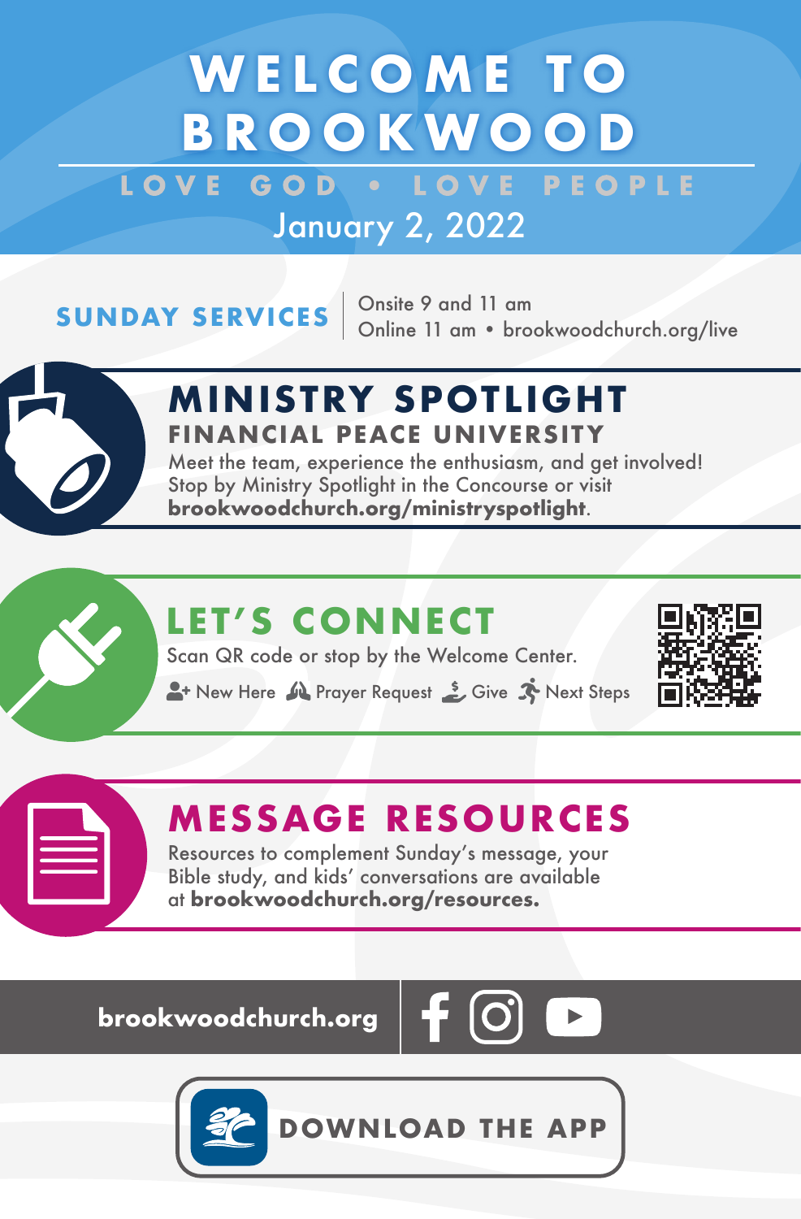# WELCOME TO BROOKWOOD

LOVE GOD • LOVE PEOPLE

January 2, 2022

**SUNDAY SERVICES**

Onsite 9 and 11 am
Online 11 am • brookwoodchurch.org/live

## MINISTRY SPOTLIGHT

### FINANCIAL PEACE UNIVERSITY

Meet the team, experience the enthusiasm, and get involved! Stop by Ministry Spotlight in the Concourse or visit **brookwoodchurch.org/ministryspotlight**.

## LET'S CONNECT

Scan QR code or stop by the Welcome Center.

New Here · Prayer Request · Give · Next Steps

## MESSAGE RESOURCES

Resources to complement Sunday's message, your Bible study, and kids' conversations are available at **brookwoodchurch.org/resources.**

**brookwoodchurch.org**

**DOWNLOAD THE APP**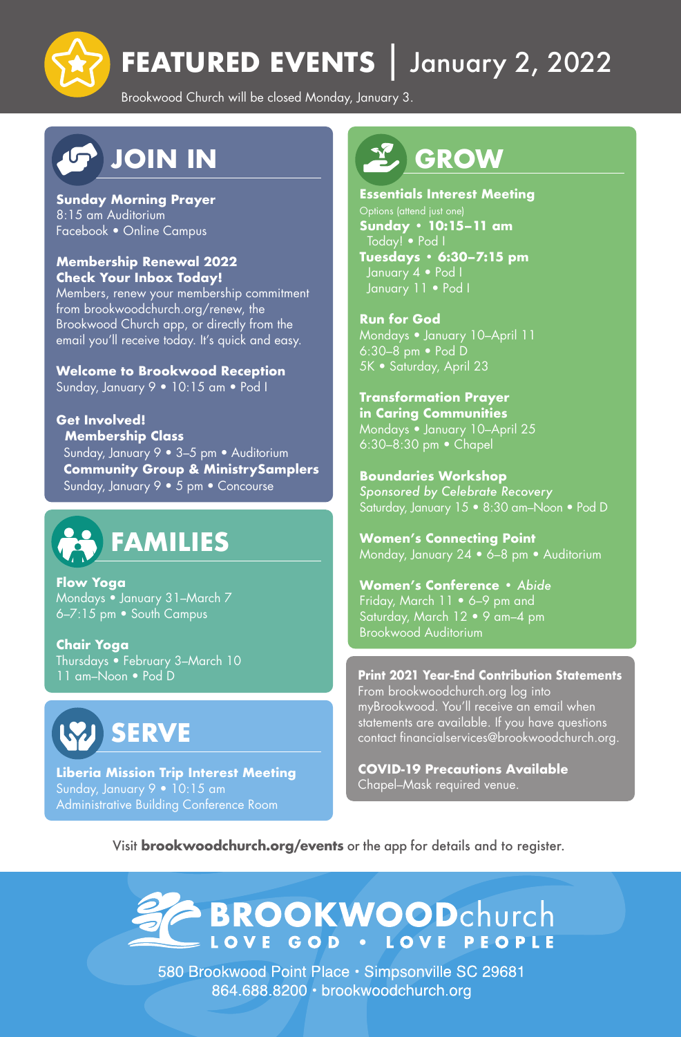# FEATURED EVENTS | January 2, 2022

Brookwood Church will be closed Monday, January 3.

## JOIN IN

**Sunday Morning Prayer**
8:15 am Auditorium
Facebook • Online Campus

**Membership Renewal 2022**
**Check Your Inbox Today!**
Members, renew your membership commitment from brookwoodchurch.org/renew, the Brookwood Church app, or directly from the email you'll receive today. It's quick and easy.

**Welcome to Brookwood Reception**
Sunday, January 9 • 10:15 am • Pod I

**Get Involved!**
**Membership Class**
Sunday, January 9 • 3–5 pm • Auditorium
**Community Group & MinistrySamplers**
Sunday, January 9 • 5 pm • Concourse

## FAMILIES

**Flow Yoga**
Mondays • January 31–March 7
6–7:15 pm • South Campus

**Chair Yoga**
Thursdays • February 3–March 10
11 am–Noon • Pod D

## SERVE

**Liberia Mission Trip Interest Meeting**
Sunday, January 9 • 10:15 am
Administrative Building Conference Room

## GROW

**Essentials Interest Meeting**
Options (attend just one)
**Sunday • 10:15–11 am**
Today! • Pod I
**Tuesdays • 6:30–7:15 pm**
January 4 • Pod I
January 11 • Pod I

**Run for God**
Mondays • January 10–April 11
6:30–8 pm • Pod D
5K • Saturday, April 23

**Transformation Prayer in Caring Communities**
Mondays • January 10–April 25
6:30–8:30 pm • Chapel

**Boundaries Workshop**
*Sponsored by Celebrate Recovery*
Saturday, January 15 • 8:30 am–Noon • Pod D

**Women's Connecting Point**
Monday, January 24 • 6–8 pm • Auditorium

**Women's Conference** • *Abide*
Friday, March 11 • 6–9 pm and
Saturday, March 12 • 9 am–4 pm
Brookwood Auditorium

**Print 2021 Year-End Contribution Statements**
From brookwoodchurch.org log into myBrookwood. You'll receive an email when statements are available. If you have questions contact financialservices@brookwoodchurch.org.

**COVID-19 Precautions Available**
Chapel–Mask required venue.

Visit **brookwoodchurch.org/events** or the app for details and to register.

**BROOKWOOD**church
LOVE GOD • LOVE PEOPLE

580 Brookwood Point Place • Simpsonville SC 29681
864.688.8200 • brookwoodchurch.org